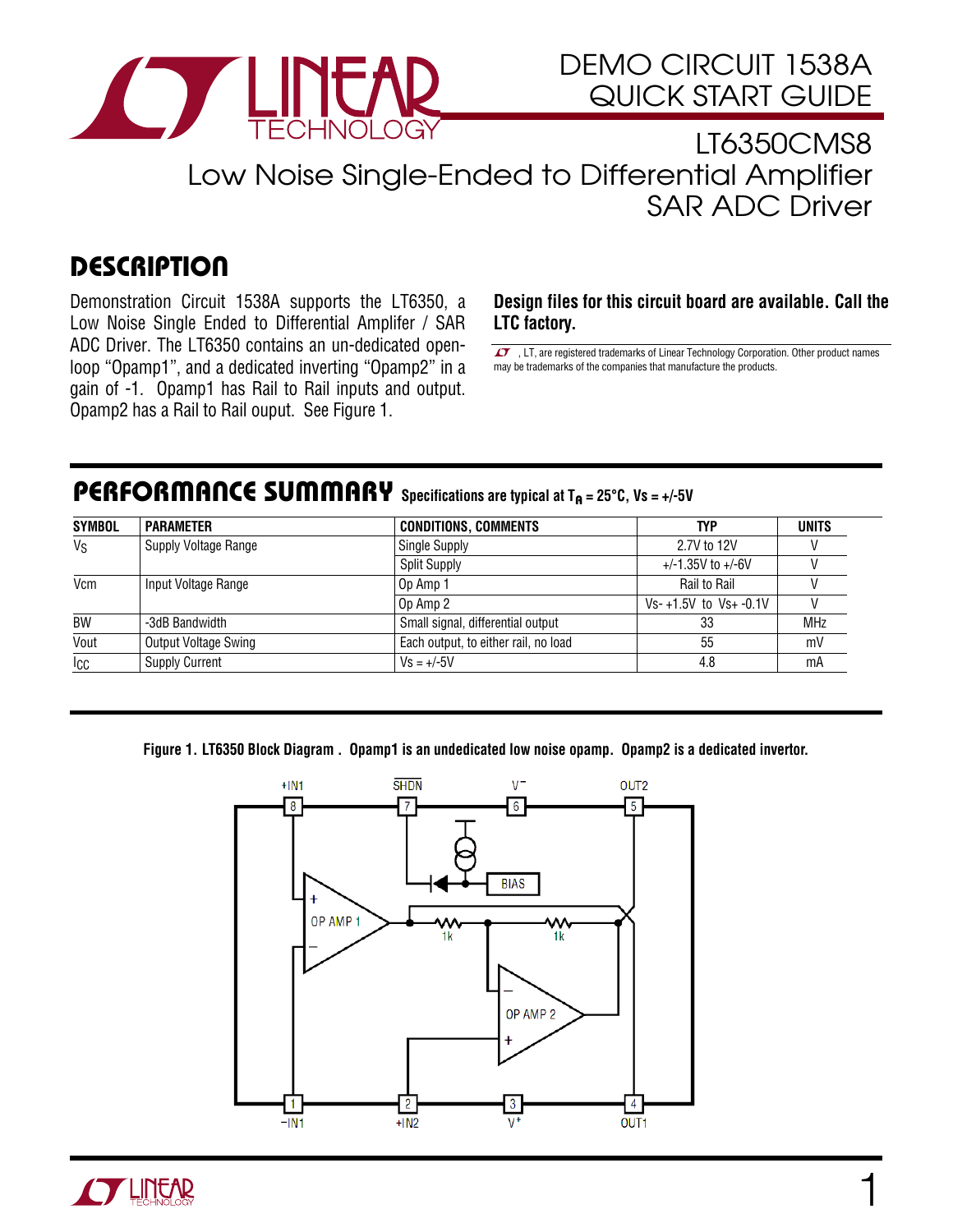# DEMO CIRCUIT 1538A QUICK START GUIDE

# LT6350CMS8

## Low Noise Single-Ended to Differential Amplifier SAR ADC Driver

## DESCRIPTION

Demonstration Circuit 1538A supports the LT6350, a Low Noise Single Ended to Differential Amplifer / SAR ADC Driver. The LT6350 contains an un-dedicated open-loop "Opamp1", and a dedicated inverting "Opamp2" in a gain of -1. Opamp1 has Rail to Rail inputs and output. Opamp2 has a Rail to Rail ouput. See Figure 1.

**Design files for this circuit board are available. Call the LTC factory.**

LT, LT, are registered trademarks of Linear Technology Corporation. Other product names may be trademarks of the companies that manufacture the products.

## PERFORMANCE SUMMARY

Specifications are typical at $T_A$ = 25°C, Vs = +/-5V

| SYMBOL | PARAMETER | CONDITIONS, COMMENTS | TYP | UNITS |
|---|---|---|---|---|
| $V_S$ | Supply Voltage Range | Single Supply | 2.7V to 12V | V |
| | | Split Supply | +/-1.35V to +/-6V | V |
| Vcm | Input Voltage Range | Op Amp 1 | Rail to Rail | V |
| | | Op Amp 2 | Vs- +1.5V to Vs+ -0.1V | V |
| BW | -3dB Bandwidth | Small signal, differential output | 33 | MHz |
| Vout | Output Voltage Swing | Each output, to either rail, no load | 55 | mV |
| $I_{CC}$ | Supply Current | Vs = +/-5V | 4.8 | mA |

**Figure 1. LT6350 Block Diagram . Opamp1 is an undedicated low noise opamp. Opamp2 is a dedicated invertor.**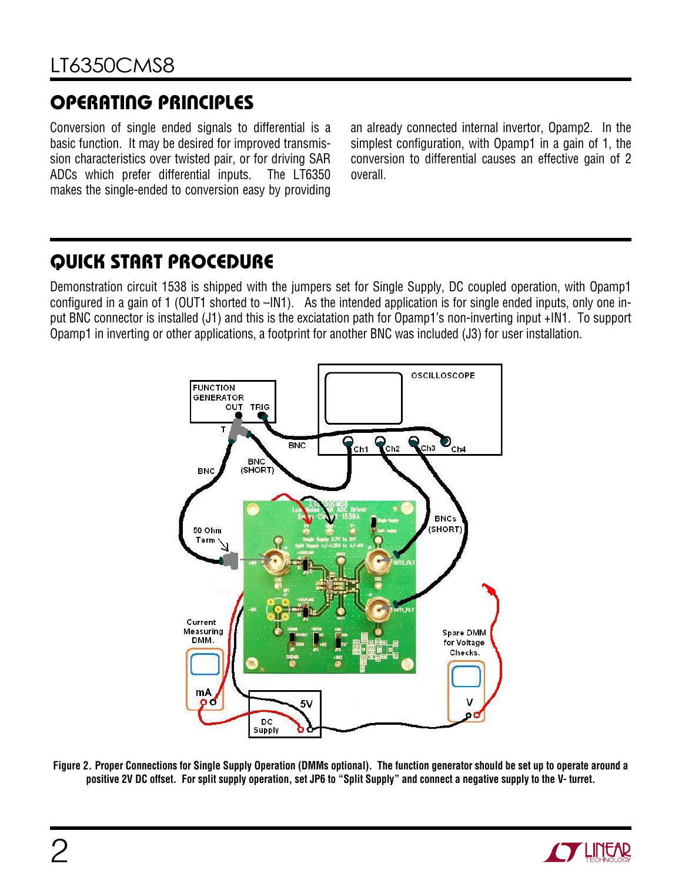## OPERATING PRINCIPLES

Conversion of single ended signals to differential is a basic function. It may be desired for improved transmission characteristics over twisted pair, or for driving SAR ADCs which prefer differential inputs. The LT6350 makes the single-ended to conversion easy by providing an already connected internal invertor, Opamp2. In the simplest configuration, with Opamp1 in a gain of 1, the conversion to differential causes an effective gain of 2 overall.

## QUICK START PROCEDURE

Demonstration circuit 1538 is shipped with the jumpers set for Single Supply, DC coupled operation, with Opamp1 configured in a gain of 1 (OUT1 shorted to –IN1). As the intended application is for single ended inputs, only one input BNC connector is installed (J1) and this is the exciatation path for Opamp1's non-inverting input +IN1. To support Opamp1 in inverting or other applications, a footprint for another BNC was included (J3) for user installation.

**Figure 2. Proper Connections for Single Supply Operation (DMMs optional). The function generator should be set up to operate around a positive 2V DC offset. For split supply operation, set JP6 to "Split Supply" and connect a negative supply to the V- turret.**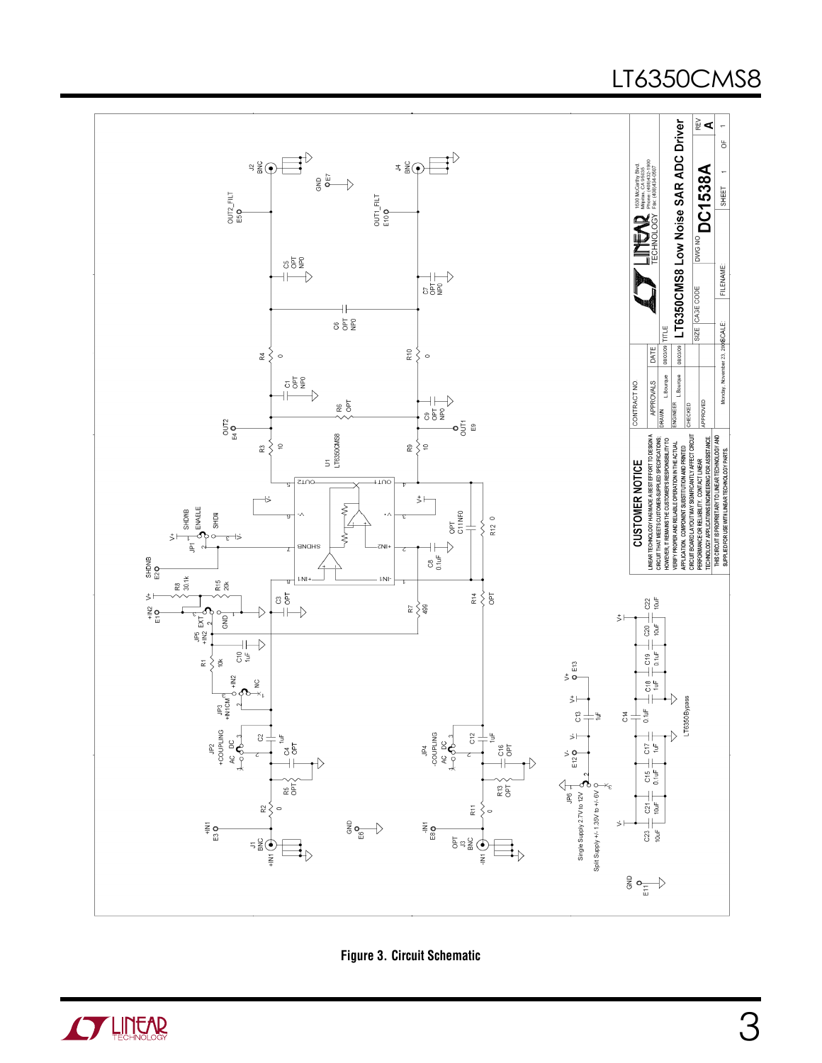Figure 3. Circuit Schematic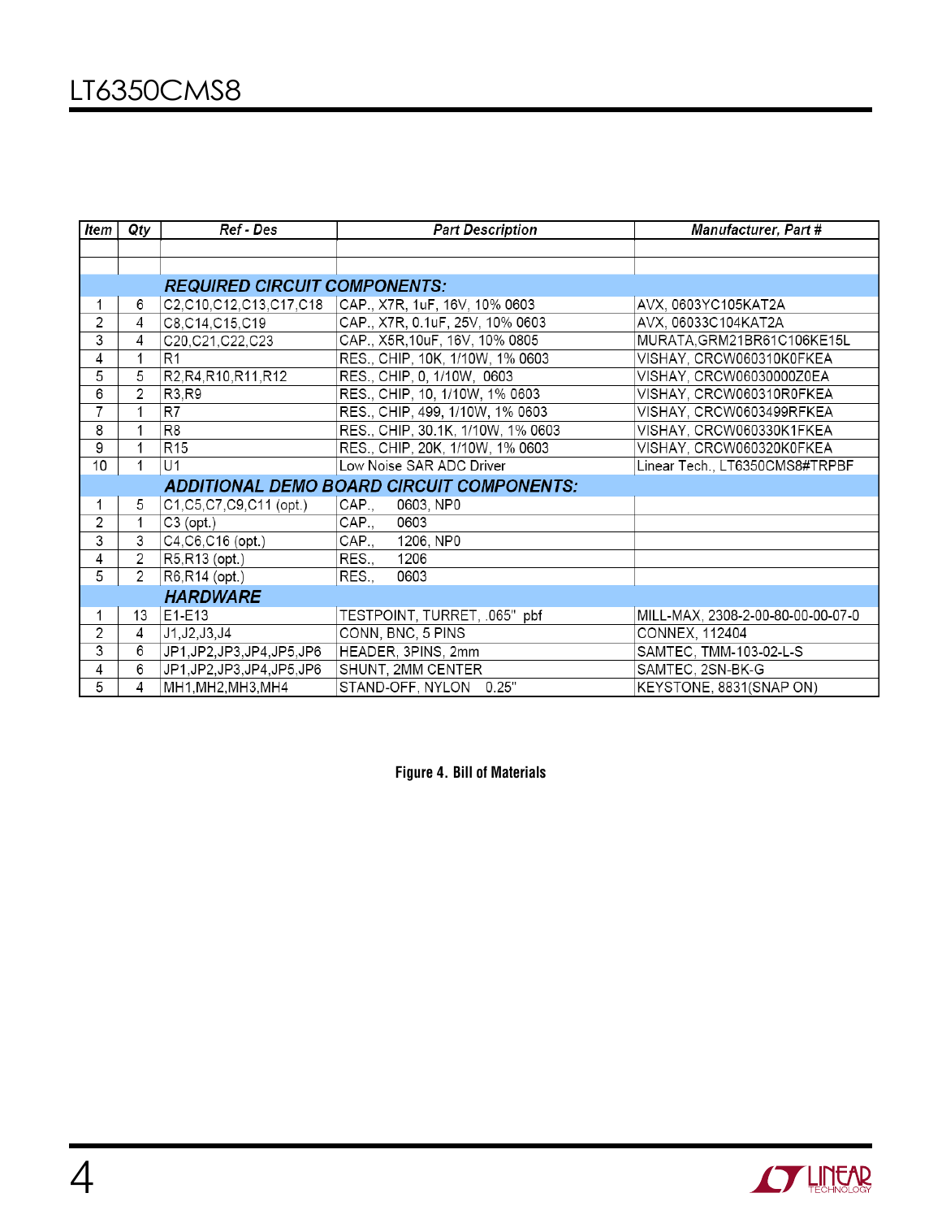| Item | Qty | Ref - Des | Part Description | Manufacturer, Part # |
|---|---|---|---|---|
| | | | | |
| | | | | |
| | | **REQUIRED CIRCUIT COMPONENTS:** | | |
| 1 | 6 | C2,C10,C12,C13,C17,C18 | CAP., X7R, 1uF, 16V, 10% 0603 | AVX, 0603YC105KAT2A |
| 2 | 4 | C8,C14,C15,C19 | CAP., X7R, 0.1uF, 25V, 10% 0603 | AVX, 06033C104KAT2A |
| 3 | 4 | C20,C21,C22,C23 | CAP., X5R,10uF, 16V, 10% 0805 | MURATA,GRM21BR61C106KE15L |
| 4 | 1 | R1 | RES., CHIP, 10K, 1/10W, 1% 0603 | VISHAY, CRCW060310K0FKEA |
| 5 | 5 | R2,R4,R10,R11,R12 | RES., CHIP, 0, 1/10W, 0603 | VISHAY, CRCW06030000Z0EA |
| 6 | 2 | R3,R9 | RES., CHIP, 10, 1/10W, 1% 0603 | VISHAY, CRCW060310R0FKEA |
| 7 | 1 | R7 | RES., CHIP, 499, 1/10W, 1% 0603 | VISHAY, CRCW0603499RFKEA |
| 8 | 1 | R8 | RES., CHIP, 30.1K, 1/10W, 1% 0603 | VISHAY, CRCW060330K1FKEA |
| 9 | 1 | R15 | RES., CHIP, 20K, 1/10W, 1% 0603 | VISHAY, CRCW060320K0FKEA |
| 10 | 1 | U1 | Low Noise SAR ADC Driver | Linear Tech., LT6350CMS8#TRPBF |
| | | **ADDITIONAL DEMO BOARD CIRCUIT COMPONENTS:** | | |
| 1 | 5 | C1,C5,C7,C9,C11 (opt.) | CAP., 0603, NP0 | |
| 2 | 1 | C3 (opt.) | CAP., 0603 | |
| 3 | 3 | C4,C6,C16 (opt.) | CAP., 1206, NP0 | |
| 4 | 2 | R5,R13 (opt.) | RES., 1206 | |
| 5 | 2 | R6,R14 (opt.) | RES., 0603 | |
| | | **HARDWARE** | | |
| 1 | 13 | E1-E13 | TESTPOINT, TURRET, .065" pbf | MILL-MAX, 2308-2-00-80-00-00-07-0 |
| 2 | 4 | J1,J2,J3,J4 | CONN, BNC, 5 PINS | CONNEX, 112404 |
| 3 | 6 | JP1,JP2,JP3,JP4,JP5,JP6 | HEADER, 3PINS, 2mm | SAMTEC, TMM-103-02-L-S |
| 4 | 6 | JP1,JP2,JP3,JP4,JP5,JP6 | SHUNT, 2MM CENTER | SAMTEC, 2SN-BK-G |
| 5 | 4 | MH1,MH2,MH3,MH4 | STAND-OFF, NYLON 0.25" | KEYSTONE, 8831(SNAP ON) |

**Figure 4. Bill of Materials**